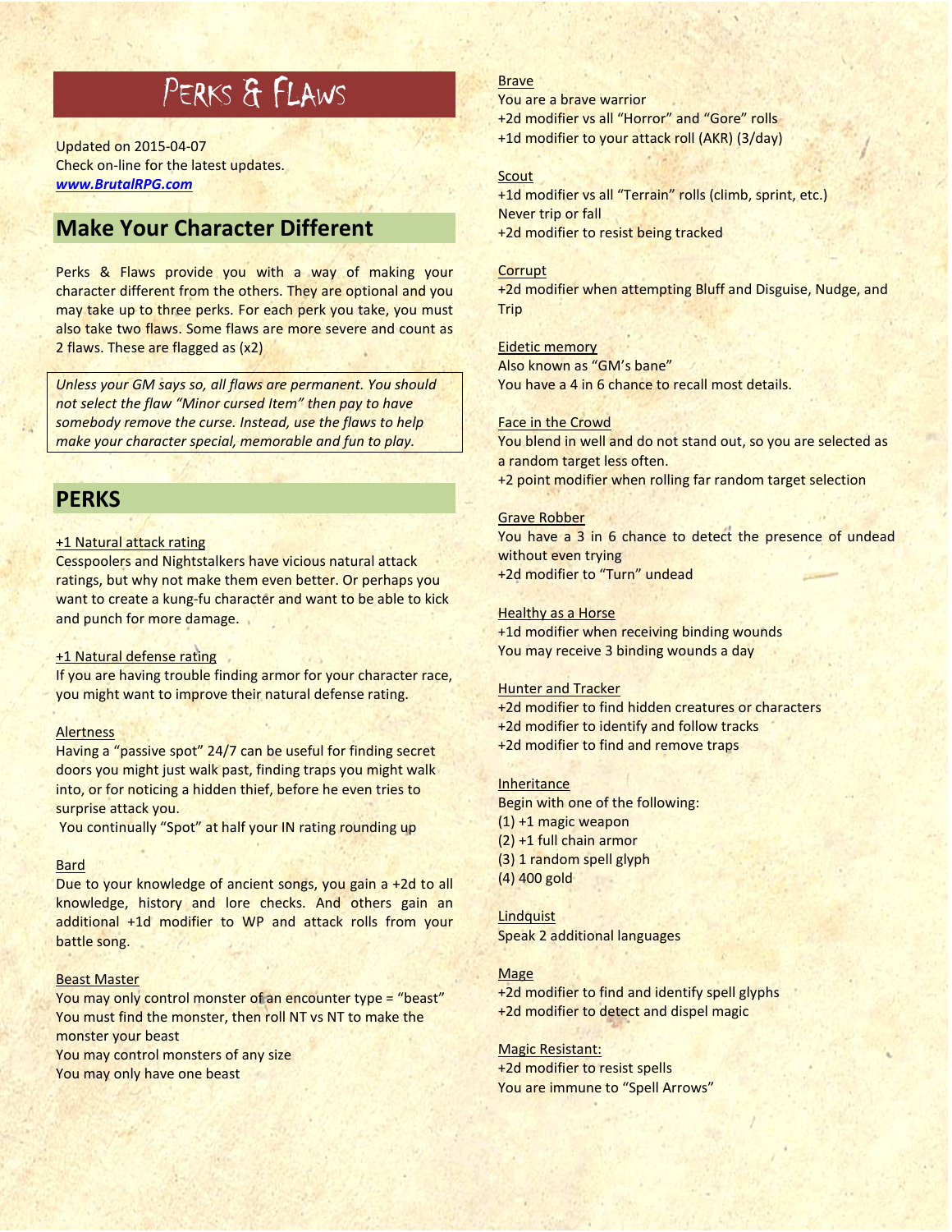# Perks & Flaws

Updated on 2015-04-07
Check on-line for the latest updates.
***www.BrutalRPG.com***

## Make Your Character Different

Perks & Flaws provide you with a way of making your character different from the others. They are optional and you may take up to three perks. For each perk you take, you must also take two flaws. Some flaws are more severe and count as 2 flaws. These are flagged as (x2)

> *Unless your GM says so, all flaws are permanent. You should not select the flaw "Minor cursed Item" then pay to have somebody remove the curse. Instead, use the flaws to help make your character special, memorable and fun to play.*

## PERKS

+1 Natural attack rating
Cesspoolers and Nightstalkers have vicious natural attack ratings, but why not make them even better. Or perhaps you want to create a kung-fu character and want to be able to kick and punch for more damage.

+1 Natural defense rating
If you are having trouble finding armor for your character race, you might want to improve their natural defense rating.

Alertness
Having a "passive spot" 24/7 can be useful for finding secret doors you might just walk past, finding traps you might walk into, or for noticing a hidden thief, before he even tries to surprise attack you.
You continually "Spot" at half your IN rating rounding up

Bard
Due to your knowledge of ancient songs, you gain a +2d to all knowledge, history and lore checks. And others gain an additional +1d modifier to WP and attack rolls from your battle song.

Beast Master
You may only control monster of an encounter type = "beast"
You must find the monster, then roll NT vs NT to make the monster your beast
You may control monsters of any size
You may only have one beast

Brave
You are a brave warrior
+2d modifier vs all "Horror" and "Gore" rolls
+1d modifier to your attack roll (AKR) (3/day)

Scout
+1d modifier vs all "Terrain" rolls (climb, sprint, etc.)
Never trip or fall
+2d modifier to resist being tracked

Corrupt
+2d modifier when attempting Bluff and Disguise, Nudge, and Trip

Eidetic memory
Also known as "GM's bane"
You have a 4 in 6 chance to recall most details.

Face in the Crowd
You blend in well and do not stand out, so you are selected as a random target less often.
+2 point modifier when rolling far random target selection

Grave Robber
You have a 3 in 6 chance to detect the presence of undead without even trying
+2d modifier to "Turn" undead

Healthy as a Horse
+1d modifier when receiving binding wounds
You may receive 3 binding wounds a day

Hunter and Tracker
+2d modifier to find hidden creatures or characters
+2d modifier to identify and follow tracks
+2d modifier to find and remove traps

Inheritance
Begin with one of the following:
(1) +1 magic weapon
(2) +1 full chain armor
(3) 1 random spell glyph
(4) 400 gold

Lindquist
Speak 2 additional languages

Mage
+2d modifier to find and identify spell glyphs
+2d modifier to detect and dispel magic

Magic Resistant:
+2d modifier to resist spells
You are immune to "Spell Arrows"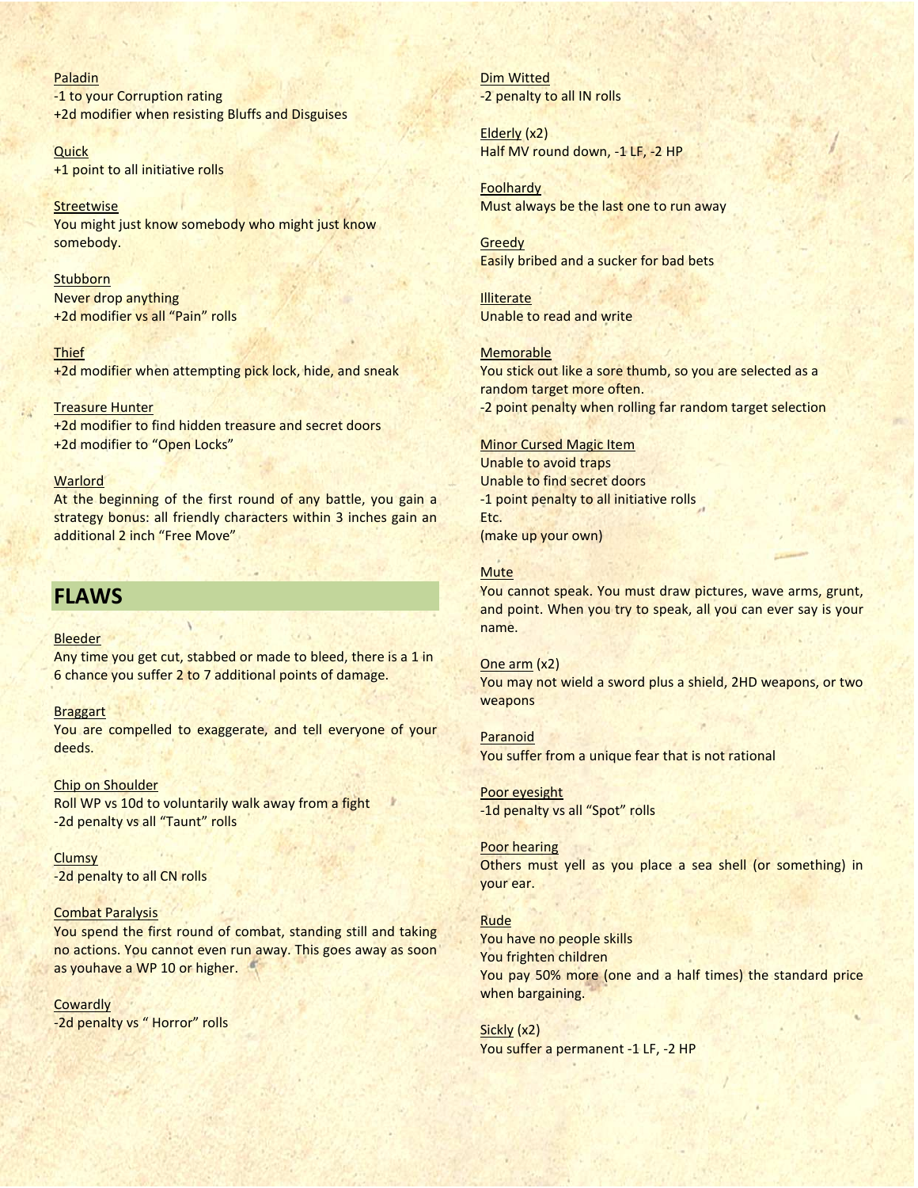Paladin
-1 to your Corruption rating
+2d modifier when resisting Bluffs and Disguises

Quick
+1 point to all initiative rolls

Streetwise
You might just know somebody who might just know somebody.

Stubborn
Never drop anything
+2d modifier vs all "Pain" rolls

Thief
+2d modifier when attempting pick lock, hide, and sneak

Treasure Hunter
+2d modifier to find hidden treasure and secret doors
+2d modifier to "Open Locks"

Warlord
At the beginning of the first round of any battle, you gain a strategy bonus: all friendly characters within 3 inches gain an additional 2 inch "Free Move"

## FLAWS

Bleeder
Any time you get cut, stabbed or made to bleed, there is a 1 in 6 chance you suffer 2 to 7 additional points of damage.

Braggart
You are compelled to exaggerate, and tell everyone of your deeds.

Chip on Shoulder
Roll WP vs 10d to voluntarily walk away from a fight
-2d penalty vs all "Taunt" rolls

Clumsy
-2d penalty to all CN rolls

Combat Paralysis
You spend the first round of combat, standing still and taking no actions. You cannot even run away. This goes away as soon as youhave a WP 10 or higher.

Cowardly
-2d penalty vs " Horror" rolls

Dim Witted
-2 penalty to all IN rolls

Elderly (x2)
Half MV round down, -1 LF, -2 HP

Foolhardy
Must always be the last one to run away

Greedy
Easily bribed and a sucker for bad bets

Illiterate
Unable to read and write

Memorable
You stick out like a sore thumb, so you are selected as a random target more often.
-2 point penalty when rolling far random target selection

Minor Cursed Magic Item
Unable to avoid traps
Unable to find secret doors
-1 point penalty to all initiative rolls
Etc.
(make up your own)

Mute
You cannot speak. You must draw pictures, wave arms, grunt, and point. When you try to speak, all you can ever say is your name.

One arm (x2)
You may not wield a sword plus a shield, 2HD weapons, or two weapons

Paranoid
You suffer from a unique fear that is not rational

Poor eyesight
-1d penalty vs all "Spot" rolls

Poor hearing
Others must yell as you place a sea shell (or something) in your ear.

Rude
You have no people skills
You frighten children
You pay 50% more (one and a half times) the standard price when bargaining.

Sickly (x2)
You suffer a permanent -1 LF, -2 HP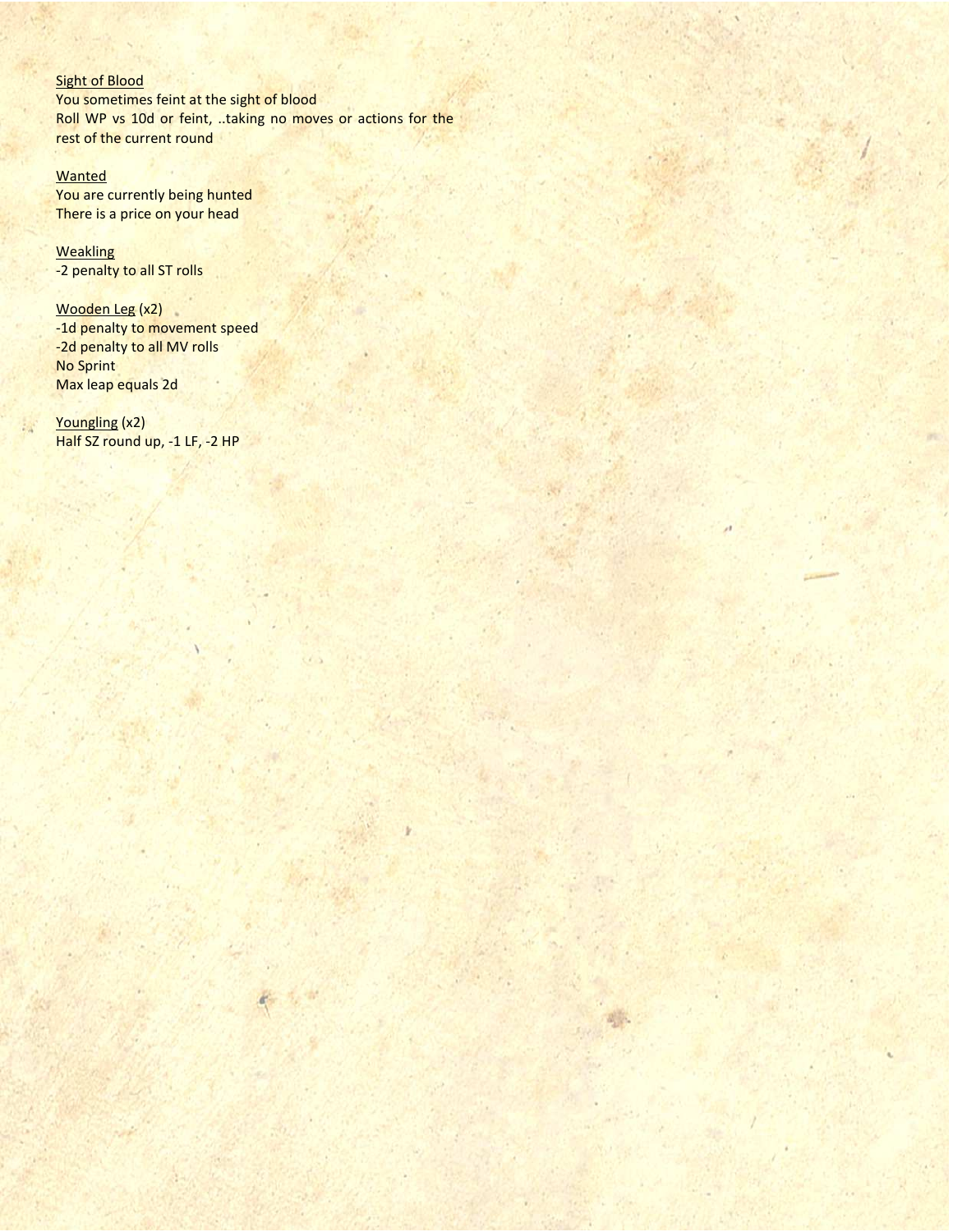<u>Sight of Blood</u>
You sometimes feint at the sight of blood
Roll WP vs 10d or feint, ..taking no moves or actions for the rest of the current round

<u>Wanted</u>
You are currently being hunted
There is a price on your head

<u>Weakling</u>
-2 penalty to all ST rolls

<u>Wooden Leg</u> (x2)
-1d penalty to movement speed
-2d penalty to all MV rolls
No Sprint
Max leap equals 2d

<u>Youngling</u> (x2)
Half SZ round up, -1 LF, -2 HP